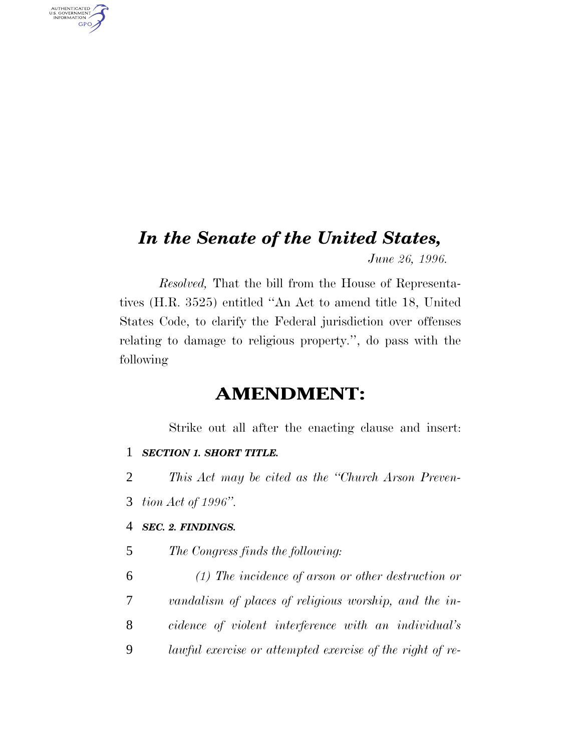# *In the Senate of the United States,*

*June 26, 1996.*

*Resolved,* That the bill from the House of Representatives (H.R. 3525) entitled "An Act to amend title 18, United States Code, to clarify the Federal jurisdiction over offenses relating to damage to religious property.", do pass with the following

## AMENDMENT:

Strike out all after the enacting clause and insert:

1 ***SECTION 1. SHORT TITLE.***

2 *This Act may be cited as the "Church Arson Preven-*
3 *tion Act of 1996".*

4 ***SEC. 2. FINDINGS.***

5 *The Congress finds the following:*

6 *(1) The incidence of arson or other destruction or*
7 *vandalism of places of religious worship, and the in-*
8 *cidence of violent interference with an individual's*
9 *lawful exercise or attempted exercise of the right of re-*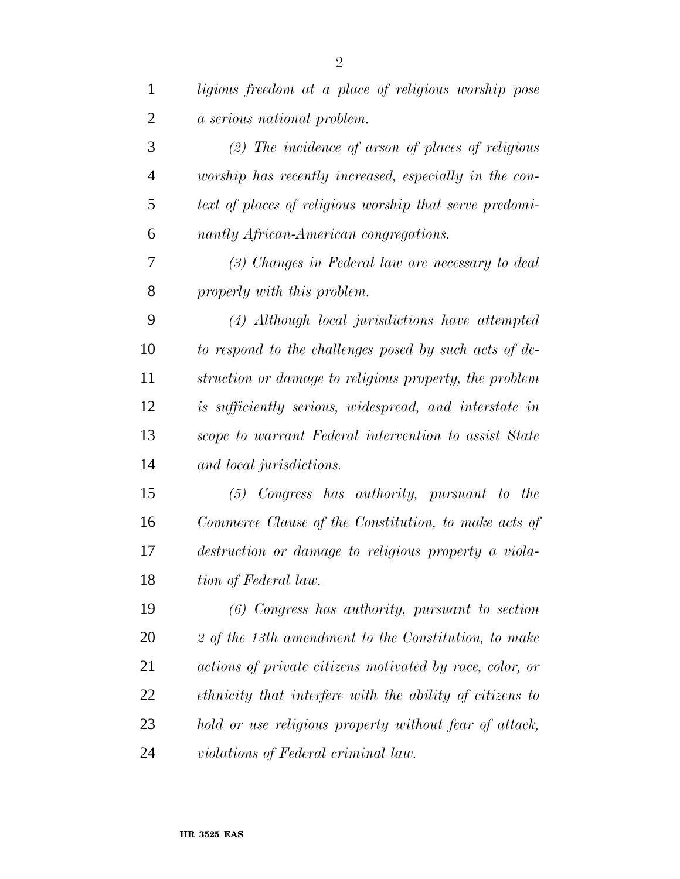*ligious freedom at a place of religious worship pose a serious national problem.*

*(2) The incidence of arson of places of religious worship has recently increased, especially in the context of places of religious worship that serve predominantly African-American congregations.*

*(3) Changes in Federal law are necessary to deal properly with this problem.*

*(4) Although local jurisdictions have attempted to respond to the challenges posed by such acts of destruction or damage to religious property, the problem is sufficiently serious, widespread, and interstate in scope to warrant Federal intervention to assist State and local jurisdictions.*

*(5) Congress has authority, pursuant to the Commerce Clause of the Constitution, to make acts of destruction or damage to religious property a violation of Federal law.*

*(6) Congress has authority, pursuant to section 2 of the 13th amendment to the Constitution, to make actions of private citizens motivated by race, color, or ethnicity that interfere with the ability of citizens to hold or use religious property without fear of attack, violations of Federal criminal law.*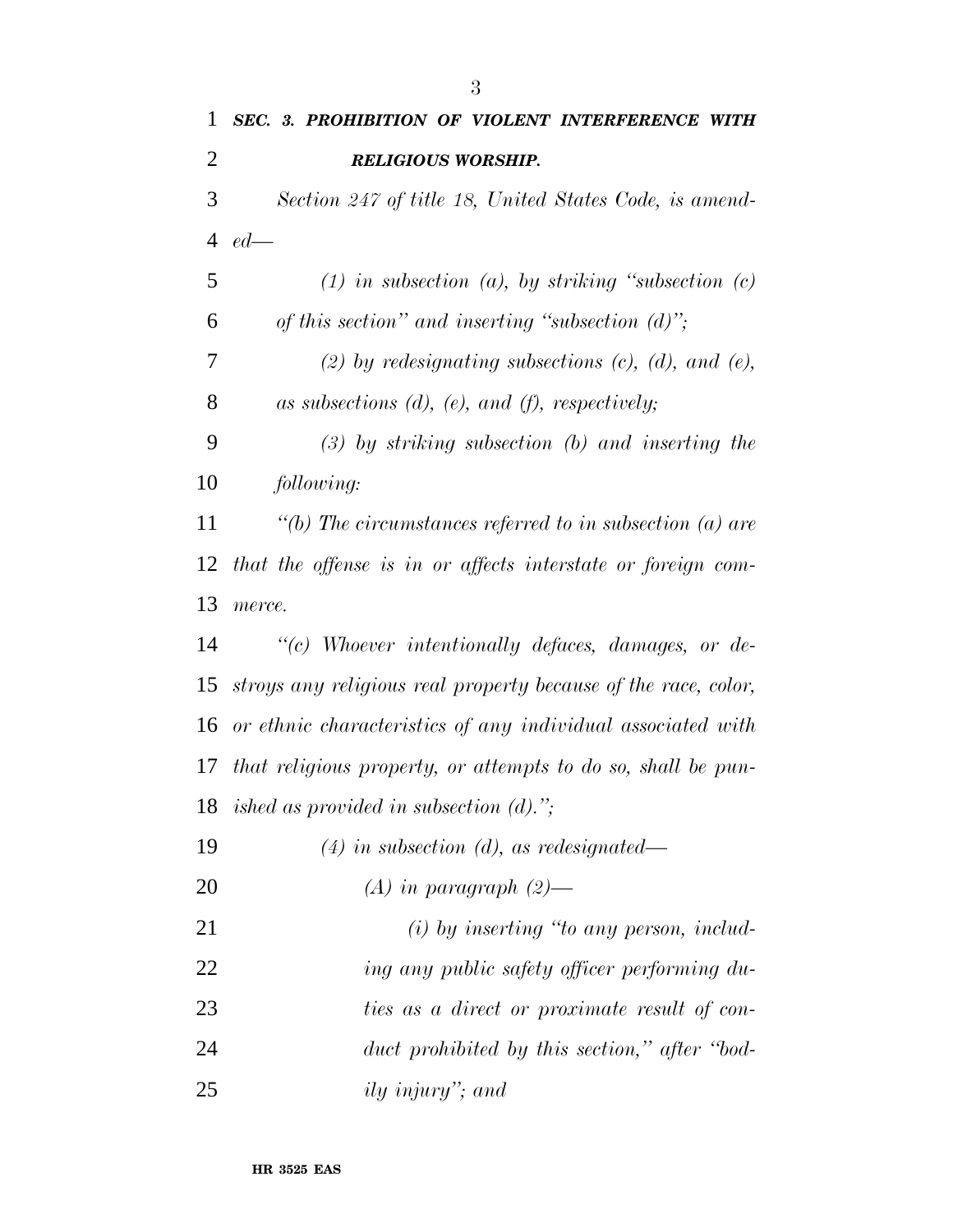***SEC. 3. PROHIBITION OF VIOLENT INTERFERENCE WITH RELIGIOUS WORSHIP.***

*Section 247 of title 18, United States Code, is amended—*

*(1) in subsection (a), by striking "subsection (c) of this section" and inserting "subsection (d)";*

*(2) by redesignating subsections (c), (d), and (e), as subsections (d), (e), and (f), respectively;*

*(3) by striking subsection (b) and inserting the following:*

*"(b) The circumstances referred to in subsection (a) are that the offense is in or affects interstate or foreign commerce.*

*"(c) Whoever intentionally defaces, damages, or destroys any religious real property because of the race, color, or ethnic characteristics of any individual associated with that religious property, or attempts to do so, shall be punished as provided in subsection (d).";*

*(4) in subsection (d), as redesignated—*

*(A) in paragraph (2)—*

*(i) by inserting "to any person, including any public safety officer performing duties as a direct or proximate result of conduct prohibited by this section," after "bodily injury"; and*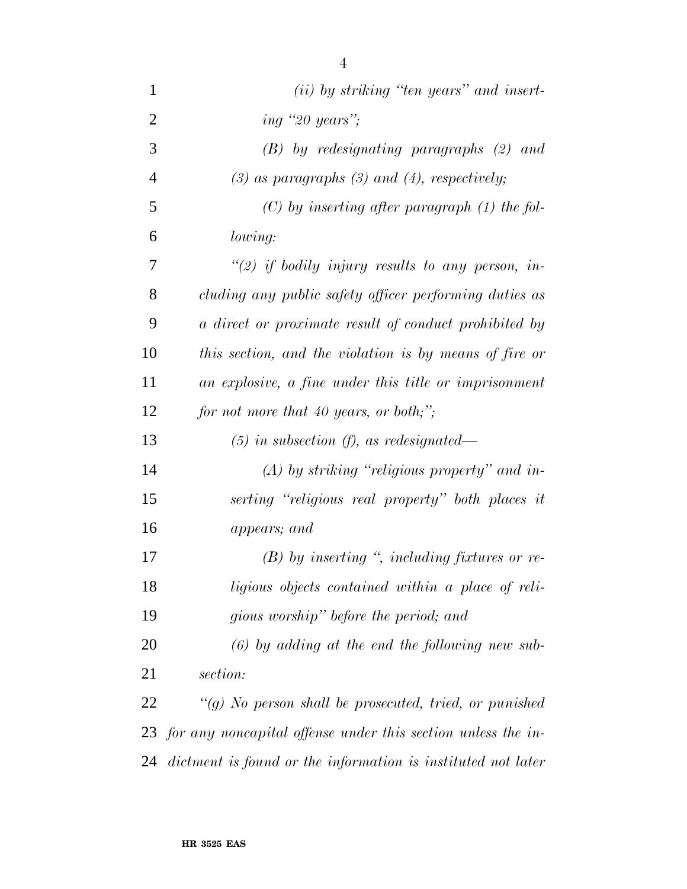*(ii) by striking "ten years" and inserting "20 years";*

*(B) by redesignating paragraphs (2) and (3) as paragraphs (3) and (4), respectively;*

*(C) by inserting after paragraph (1) the following:*

*"(2) if bodily injury results to any person, including any public safety officer performing duties as a direct or proximate result of conduct prohibited by this section, and the violation is by means of fire or an explosive, a fine under this title or imprisonment for not more that 40 years, or both;";*

*(5) in subsection (f), as redesignated—*

*(A) by striking "religious property" and inserting "religious real property" both places it appears; and*

*(B) by inserting ", including fixtures or religious objects contained within a place of religious worship" before the period; and*

*(6) by adding at the end the following new subsection:*

*"(g) No person shall be prosecuted, tried, or punished for any noncapital offense under this section unless the indictment is found or the information is instituted not later*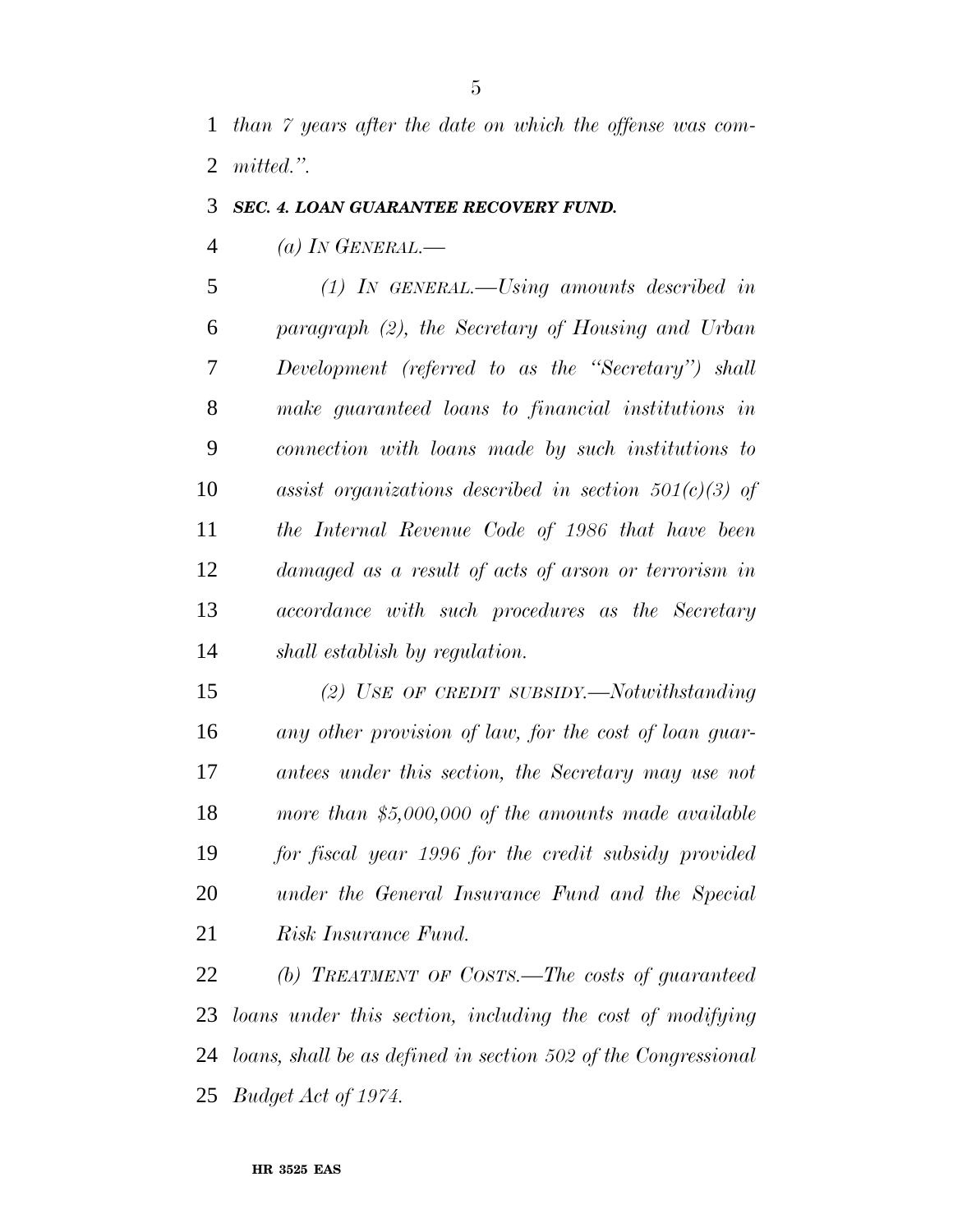*than 7 years after the date on which the offense was committed.''.*

***SEC. 4. LOAN GUARANTEE RECOVERY FUND.***

*(a) IN GENERAL.—*

*(1) IN GENERAL.—Using amounts described in paragraph (2), the Secretary of Housing and Urban Development (referred to as the ''Secretary'') shall make guaranteed loans to financial institutions in connection with loans made by such institutions to assist organizations described in section 501(c)(3) of the Internal Revenue Code of 1986 that have been damaged as a result of acts of arson or terrorism in accordance with such procedures as the Secretary shall establish by regulation.*

*(2) USE OF CREDIT SUBSIDY.—Notwithstanding any other provision of law, for the cost of loan guarantees under this section, the Secretary may use not more than $5,000,000 of the amounts made available for fiscal year 1996 for the credit subsidy provided under the General Insurance Fund and the Special Risk Insurance Fund.*

*(b) TREATMENT OF COSTS.—The costs of guaranteed loans under this section, including the cost of modifying loans, shall be as defined in section 502 of the Congressional Budget Act of 1974.*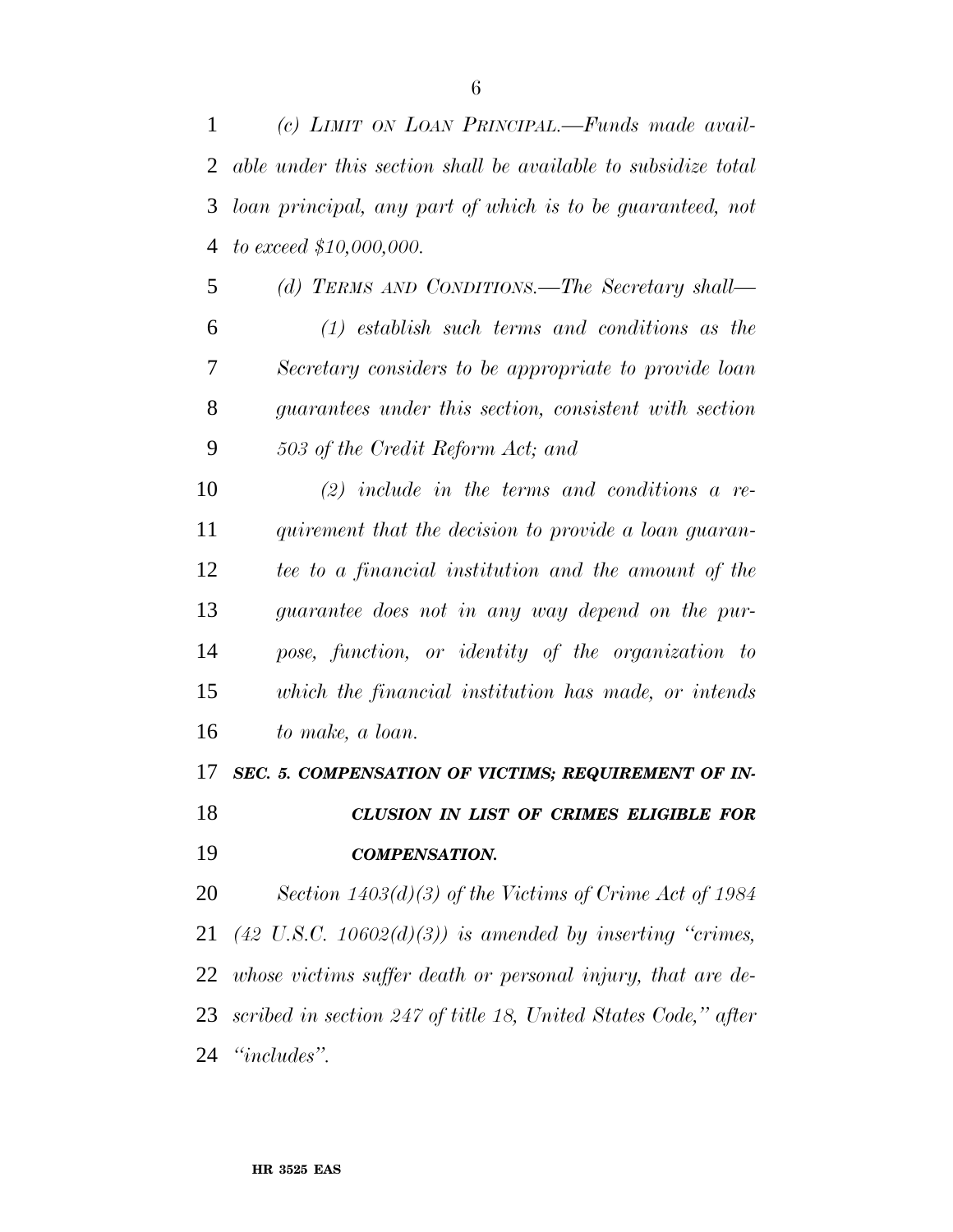*(c) LIMIT ON LOAN PRINCIPAL.—Funds made available under this section shall be available to subsidize total loan principal, any part of which is to be guaranteed, not to exceed $10,000,000.*

*(d) TERMS AND CONDITIONS.—The Secretary shall—*

*(1) establish such terms and conditions as the Secretary considers to be appropriate to provide loan guarantees under this section, consistent with section 503 of the Credit Reform Act; and*

*(2) include in the terms and conditions a requirement that the decision to provide a loan guarantee to a financial institution and the amount of the guarantee does not in any way depend on the purpose, function, or identity of the organization to which the financial institution has made, or intends to make, a loan.*

***SEC. 5. COMPENSATION OF VICTIMS; REQUIREMENT OF INCLUSION IN LIST OF CRIMES ELIGIBLE FOR COMPENSATION.***

*Section 1403(d)(3) of the Victims of Crime Act of 1984 (42 U.S.C. 10602(d)(3)) is amended by inserting "crimes, whose victims suffer death or personal injury, that are described in section 247 of title 18, United States Code," after "includes".*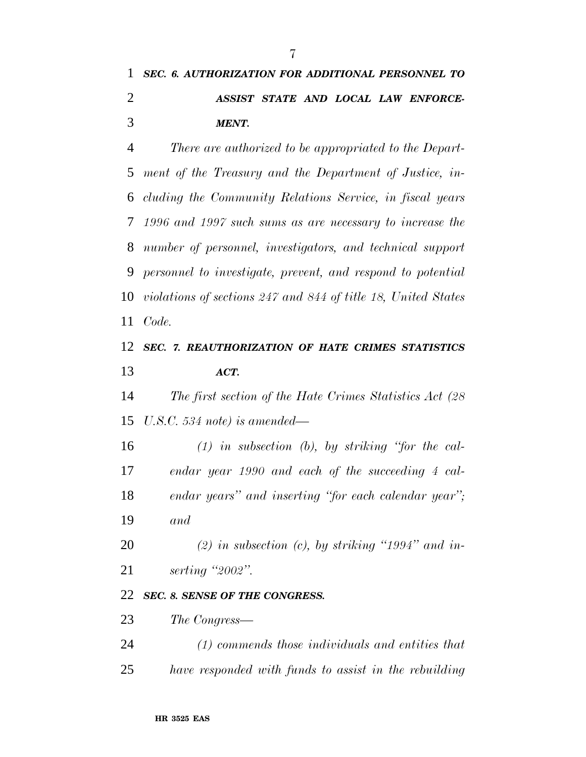***SEC. 6. AUTHORIZATION FOR ADDITIONAL PERSONNEL TO ASSIST STATE AND LOCAL LAW ENFORCEMENT.***

*There are authorized to be appropriated to the Department of the Treasury and the Department of Justice, including the Community Relations Service, in fiscal years 1996 and 1997 such sums as are necessary to increase the number of personnel, investigators, and technical support personnel to investigate, prevent, and respond to potential violations of sections 247 and 844 of title 18, United States Code.*

***SEC. 7. REAUTHORIZATION OF HATE CRIMES STATISTICS ACT.***

*The first section of the Hate Crimes Statistics Act (28 U.S.C. 534 note) is amended—*

*(1) in subsection (b), by striking "for the calendar year 1990 and each of the succeeding 4 calendar years" and inserting "for each calendar year"; and*

*(2) in subsection (c), by striking "1994" and inserting "2002".*

***SEC. 8. SENSE OF THE CONGRESS.***

*The Congress—*

*(1) commends those individuals and entities that have responded with funds to assist in the rebuilding*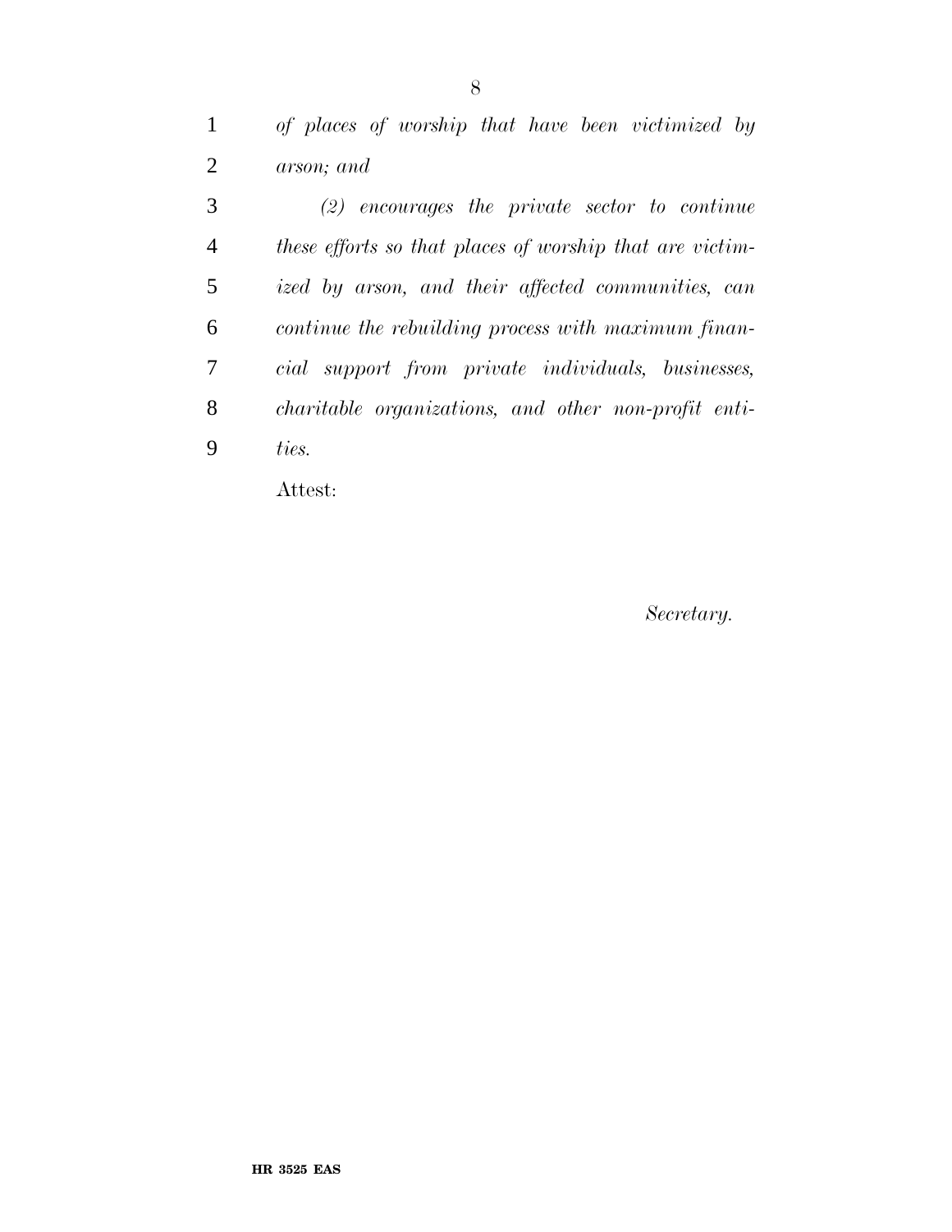*of places of worship that have been victimized by arson; and*

*(2) encourages the private sector to continue these efforts so that places of worship that are victimized by arson, and their affected communities, can continue the rebuilding process with maximum financial support from private individuals, businesses, charitable organizations, and other non-profit entities.*

Attest:

*Secretary.*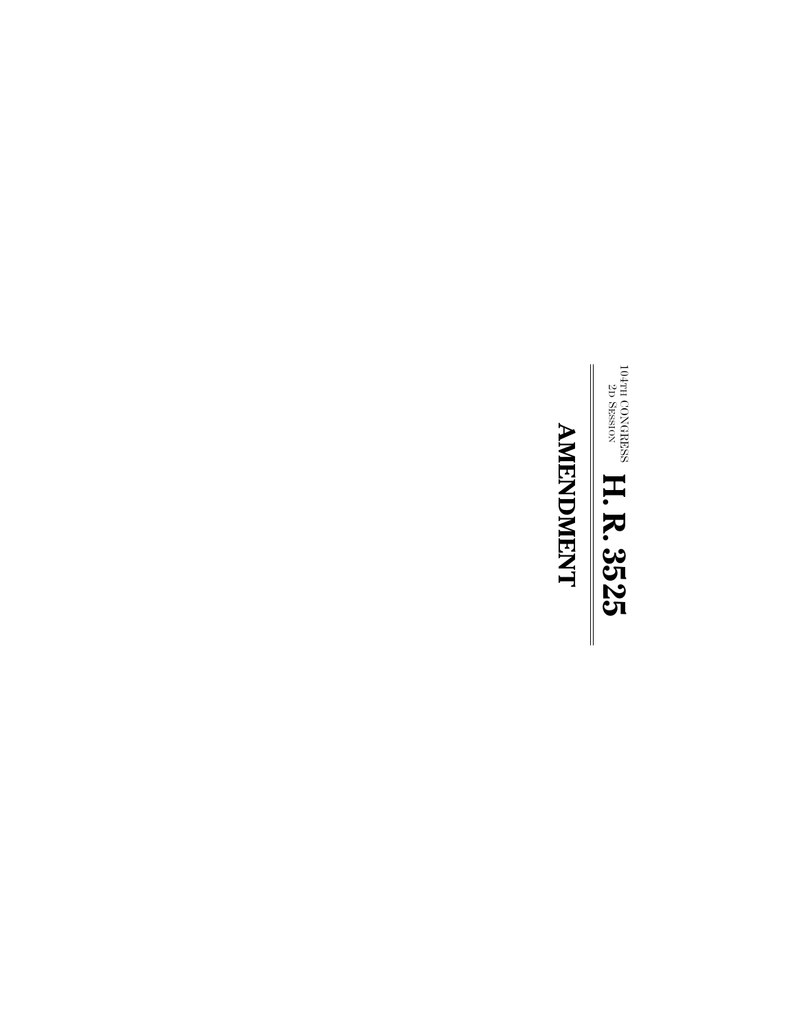104TH CONGRESS
2D SESSION

# H. R. 3525

---

## AMENDMENT